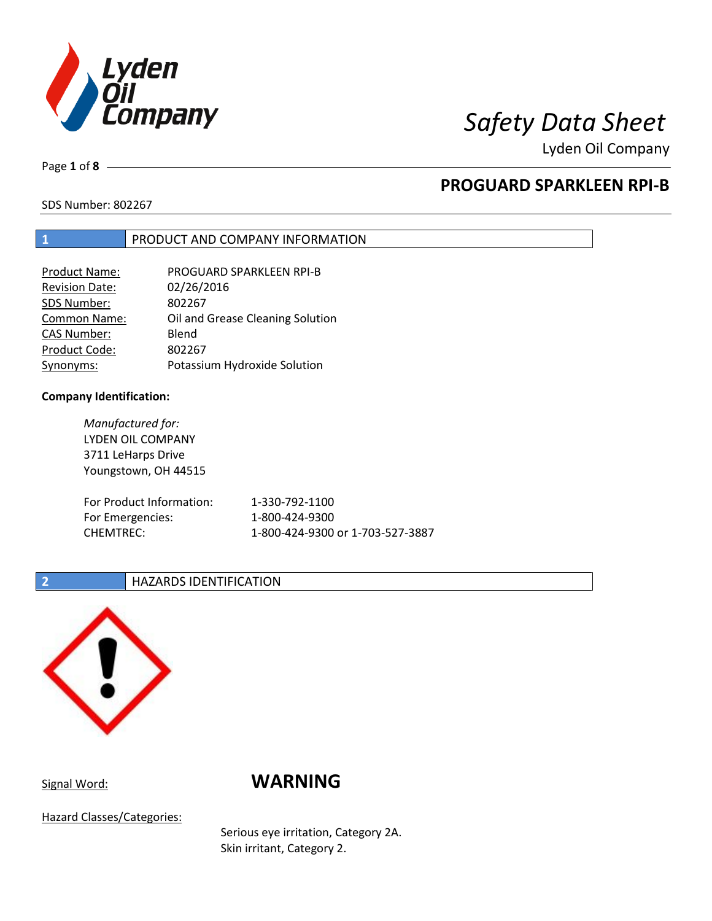# Safety Data Sheet

Lyden Oil Company

## PROGUARD SPARKLEEN RPI-B

SDS Number: 802267

## 1 PRODUCT AND COMPANY INFORMATION

| | |
|---|---|
| Product Name: | PROGUARD SPARKLEEN RPI-B |
| Revision Date: | 02/26/2016 |
| SDS Number: | 802267 |
| Common Name: | Oil and Grease Cleaning Solution |
| CAS Number: | Blend |
| Product Code: | 802267 |
| Synonyms: | Potassium Hydroxide Solution |

**Company Identification:**

*Manufactured for:*
LYDEN OIL COMPANY
3711 LeHarps Drive
Youngstown, OH 44515

| | |
|---|---|
| For Product Information: | 1-330-792-1100 |
| For Emergencies: | 1-800-424-9300 |
| CHEMTREC: | 1-800-424-9300 or 1-703-527-3887 |

## 2 HAZARDS IDENTIFICATION

Signal Word: **WARNING**

Hazard Classes/Categories:

Serious eye irritation, Category 2A.
Skin irritant, Category 2.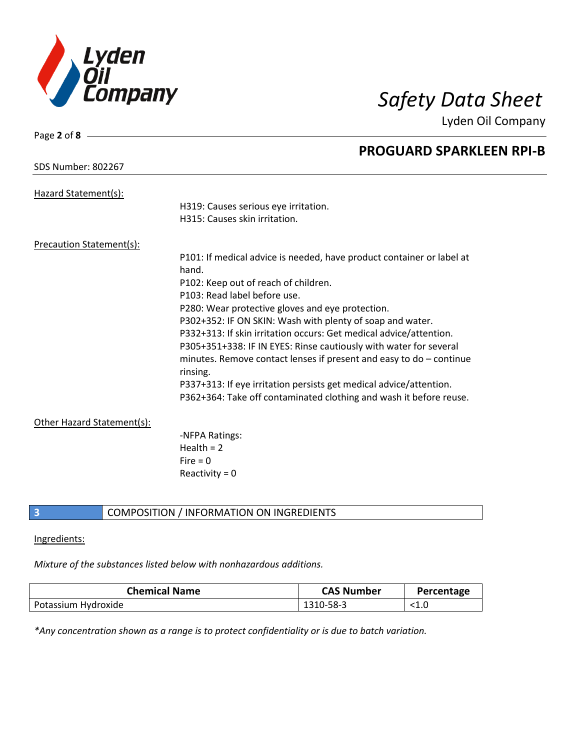Hazard Statement(s):

H319: Causes serious eye irritation.
H315: Causes skin irritation.

Precaution Statement(s):

P101: If medical advice is needed, have product container or label at hand.
P102: Keep out of reach of children.
P103: Read label before use.
P280: Wear protective gloves and eye protection.
P302+352: IF ON SKIN: Wash with plenty of soap and water.
P332+313: If skin irritation occurs: Get medical advice/attention.
P305+351+338: IF IN EYES: Rinse cautiously with water for several minutes. Remove contact lenses if present and easy to do – continue rinsing.
P337+313: If eye irritation persists get medical advice/attention.
P362+364: Take off contaminated clothing and wash it before reuse.

Other Hazard Statement(s):

-NFPA Ratings:
Health = 2
Fire = 0
Reactivity = 0

## 3 COMPOSITION / INFORMATION ON INGREDIENTS

Ingredients:

*Mixture of the substances listed below with nonhazardous additions.*

| Chemical Name | CAS Number | Percentage |
|---|---|---|
| Potassium Hydroxide | 1310-58-3 | <1.0 |

*\*Any concentration shown as a range is to protect confidentiality or is due to batch variation.*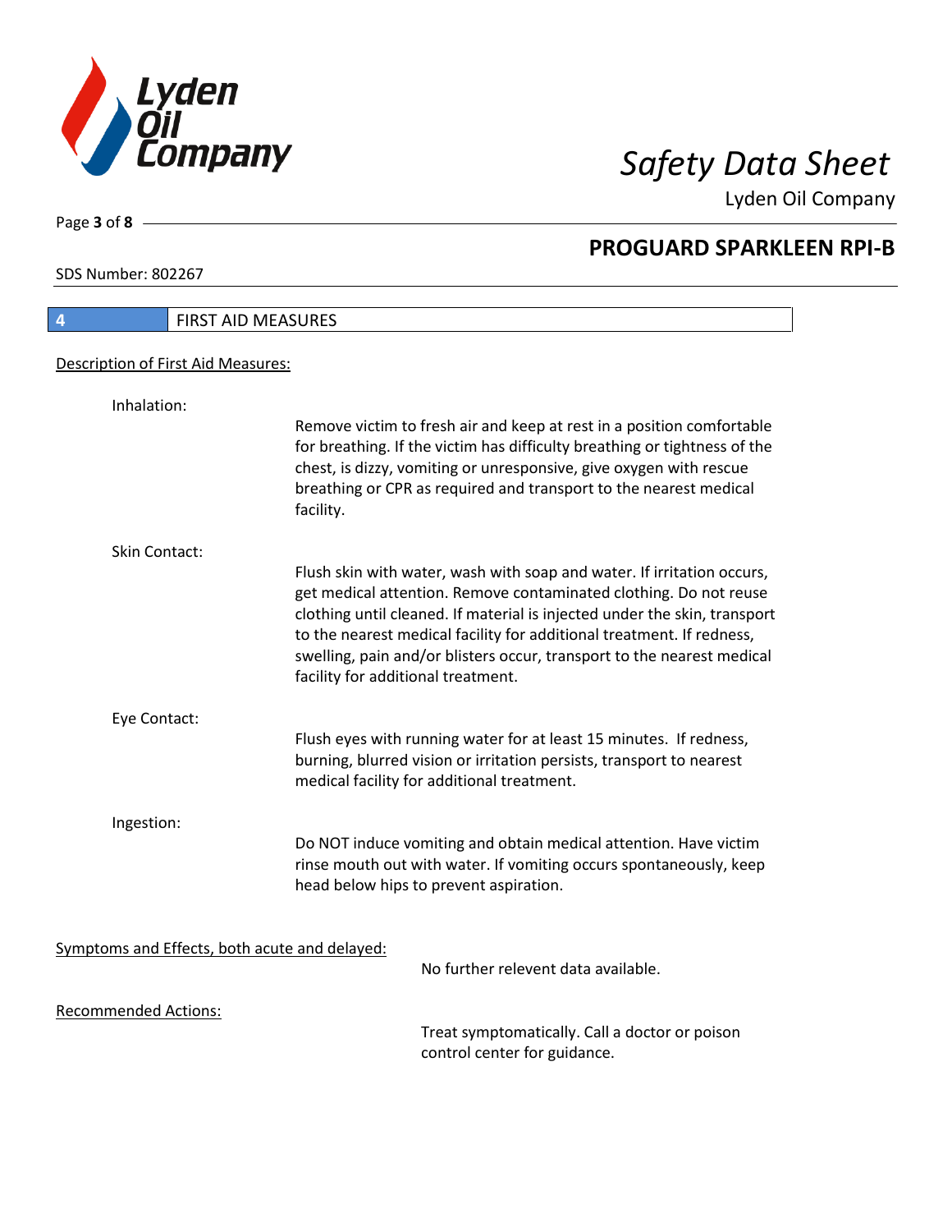## 4 FIRST AID MEASURES

Description of First Aid Measures:

**Inhalation:**

Remove victim to fresh air and keep at rest in a position comfortable for breathing. If the victim has difficulty breathing or tightness of the chest, is dizzy, vomiting or unresponsive, give oxygen with rescue breathing or CPR as required and transport to the nearest medical facility.

**Skin Contact:**

Flush skin with water, wash with soap and water. If irritation occurs, get medical attention. Remove contaminated clothing. Do not reuse clothing until cleaned. If material is injected under the skin, transport to the nearest medical facility for additional treatment. If redness, swelling, pain and/or blisters occur, transport to the nearest medical facility for additional treatment.

**Eye Contact:**

Flush eyes with running water for at least 15 minutes. If redness, burning, blurred vision or irritation persists, transport to nearest medical facility for additional treatment.

**Ingestion:**

Do NOT induce vomiting and obtain medical attention. Have victim rinse mouth out with water. If vomiting occurs spontaneously, keep head below hips to prevent aspiration.

Symptoms and Effects, both acute and delayed:

No further relevent data available.

Recommended Actions:

Treat symptomatically. Call a doctor or poison control center for guidance.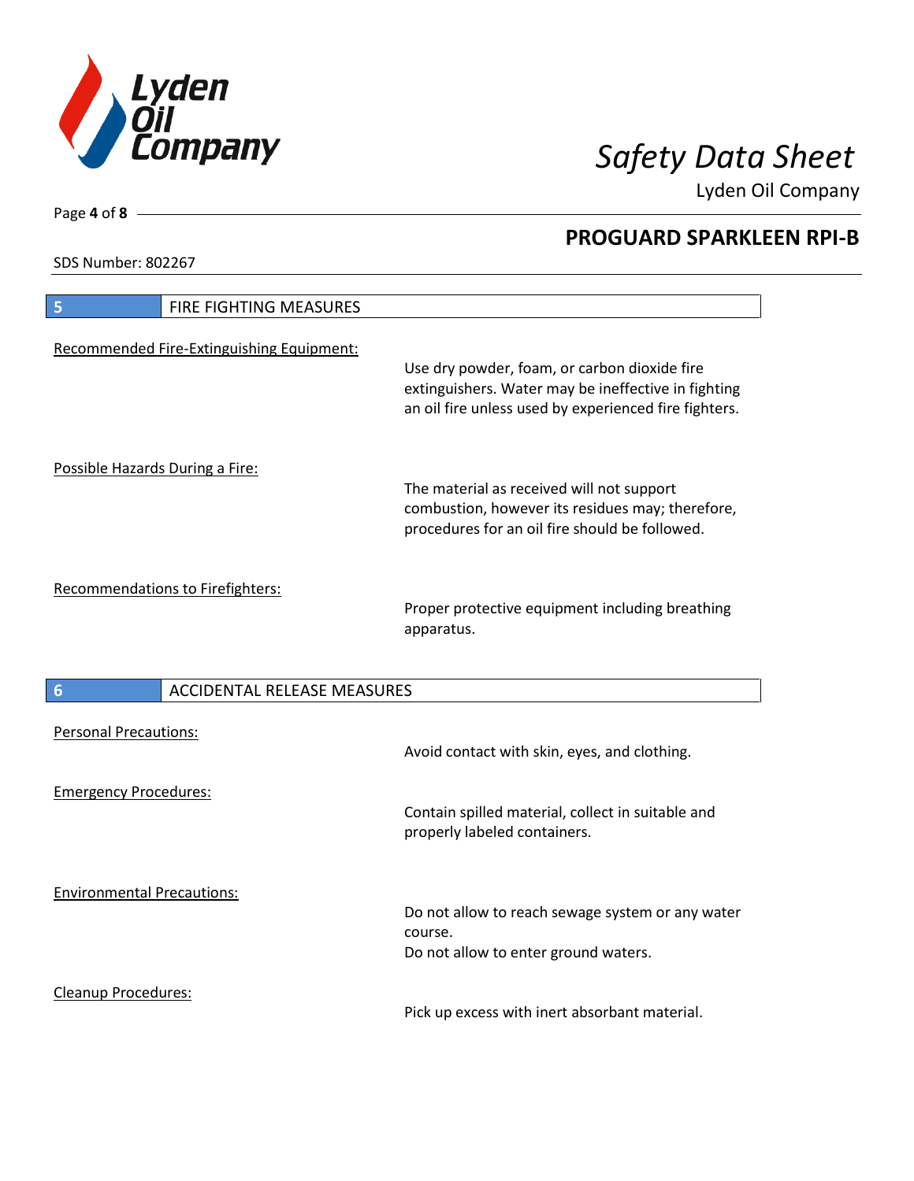## 5 FIRE FIGHTING MEASURES

Recommended Fire-Extinguishing Equipment:

Use dry powder, foam, or carbon dioxide fire extinguishers. Water may be ineffective in fighting an oil fire unless used by experienced fire fighters.

Possible Hazards During a Fire:

The material as received will not support combustion, however its residues may; therefore, procedures for an oil fire should be followed.

Recommendations to Firefighters:

Proper protective equipment including breathing apparatus.

## 6 ACCIDENTAL RELEASE MEASURES

Personal Precautions:

Avoid contact with skin, eyes, and clothing.

Emergency Procedures:

Contain spilled material, collect in suitable and properly labeled containers.

Environmental Precautions:

Do not allow to reach sewage system or any water course.
Do not allow to enter ground waters.

Cleanup Procedures:

Pick up excess with inert absorbant material.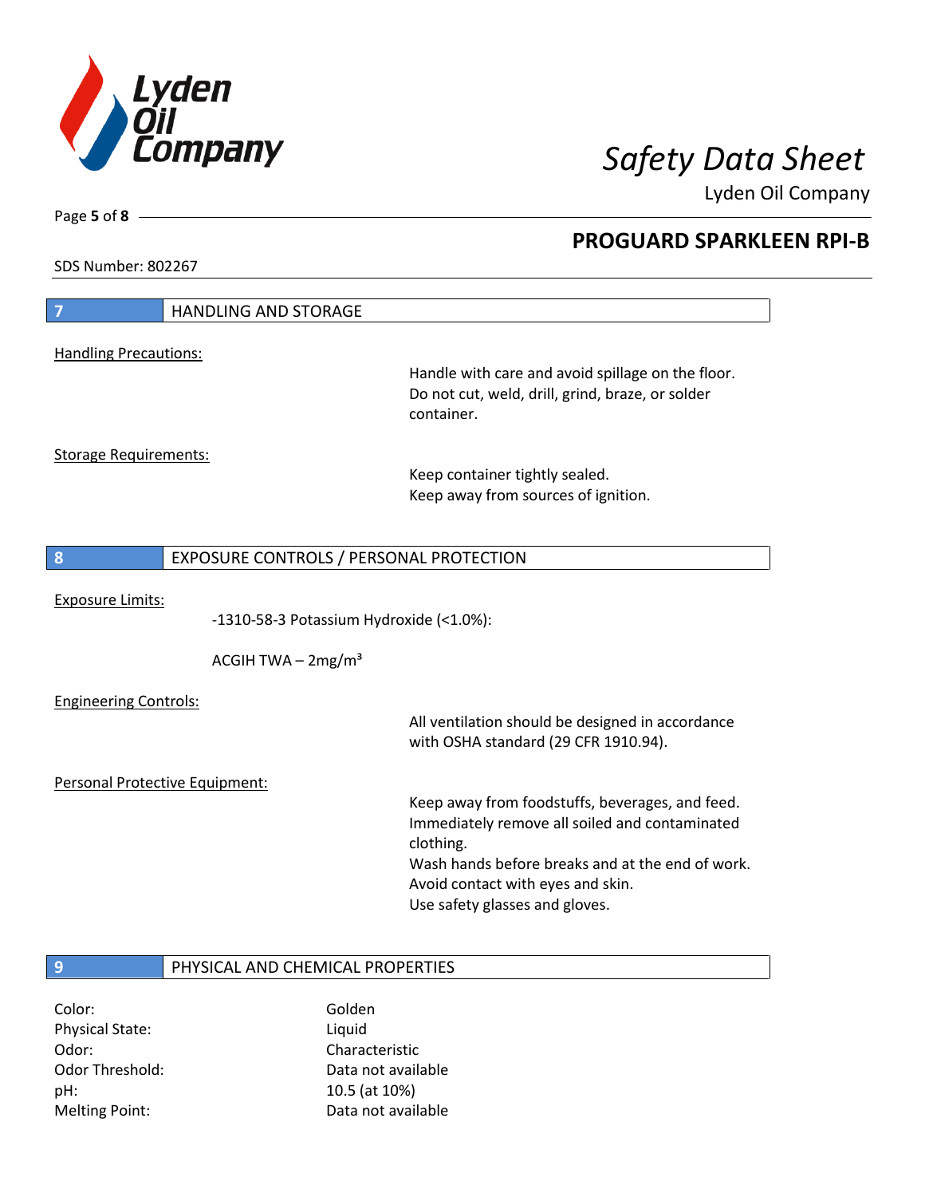## 7 HANDLING AND STORAGE

Handling Precautions:

Handle with care and avoid spillage on the floor.
Do not cut, weld, drill, grind, braze, or solder container.

Storage Requirements:

Keep container tightly sealed.
Keep away from sources of ignition.

## 8 EXPOSURE CONTROLS / PERSONAL PROTECTION

Exposure Limits:

-1310-58-3 Potassium Hydroxide (<1.0%):

ACGIH TWA – 2mg/m³

Engineering Controls:

All ventilation should be designed in accordance with OSHA standard (29 CFR 1910.94).

Personal Protective Equipment:

Keep away from foodstuffs, beverages, and feed.
Immediately remove all soiled and contaminated clothing.
Wash hands before breaks and at the end of work.
Avoid contact with eyes and skin.
Use safety glasses and gloves.

## 9 PHYSICAL AND CHEMICAL PROPERTIES

| | |
|---|---|
| Color: | Golden |
| Physical State: | Liquid |
| Odor: | Characteristic |
| Odor Threshold: | Data not available |
| pH: | 10.5 (at 10%) |
| Melting Point: | Data not available |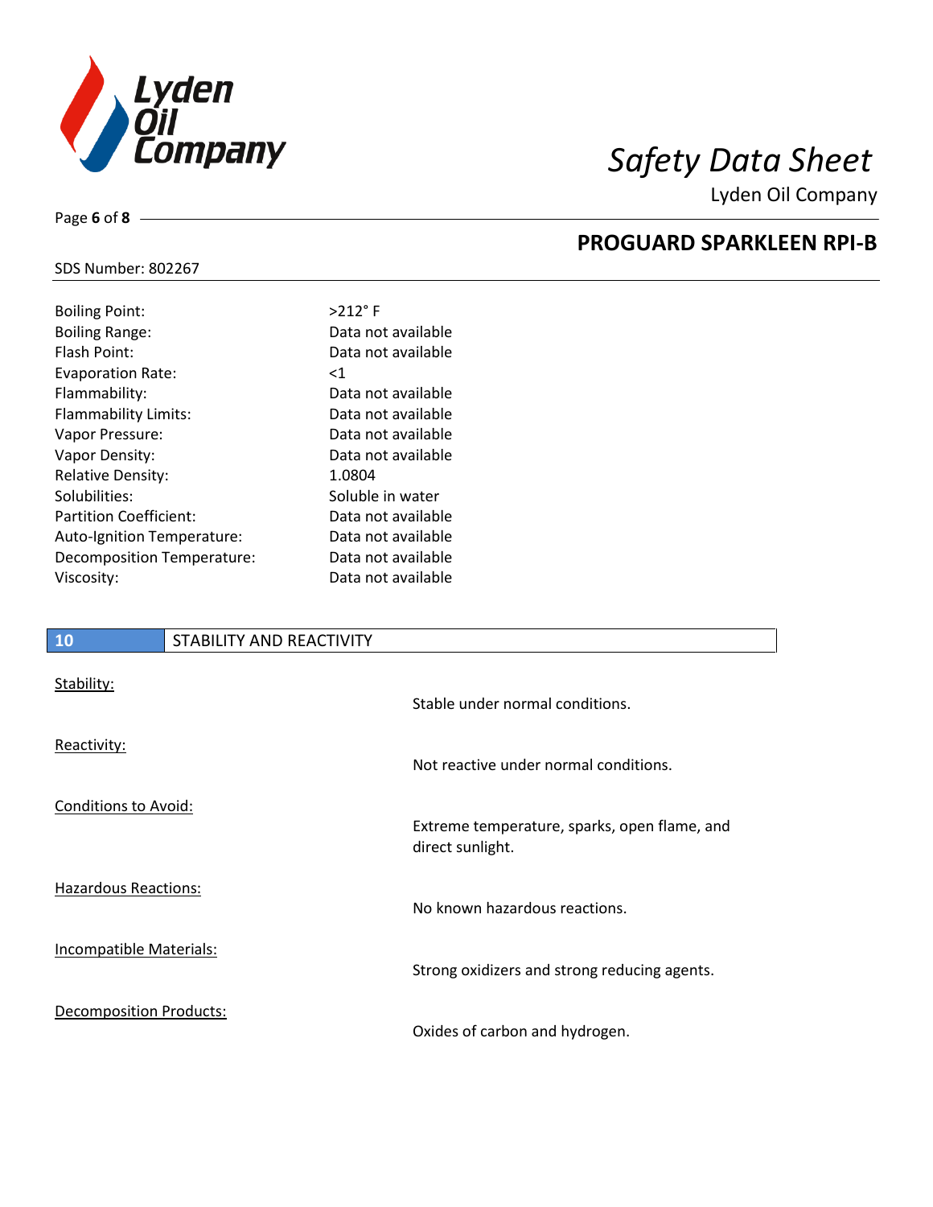| Property | Value |
|---|---|
| Boiling Point: | >212° F |
| Boiling Range: | Data not available |
| Flash Point: | Data not available |
| Evaporation Rate: | <1 |
| Flammability: | Data not available |
| Flammability Limits: | Data not available |
| Vapor Pressure: | Data not available |
| Vapor Density: | Data not available |
| Relative Density: | 1.0804 |
| Solubilities: | Soluble in water |
| Partition Coefficient: | Data not available |
| Auto-Ignition Temperature: | Data not available |
| Decomposition Temperature: | Data not available |
| Viscosity: | Data not available |

## 10 STABILITY AND REACTIVITY

**Stability:**
Stable under normal conditions.

**Reactivity:**
Not reactive under normal conditions.

**Conditions to Avoid:**
Extreme temperature, sparks, open flame, and direct sunlight.

**Hazardous Reactions:**
No known hazardous reactions.

**Incompatible Materials:**
Strong oxidizers and strong reducing agents.

**Decomposition Products:**
Oxides of carbon and hydrogen.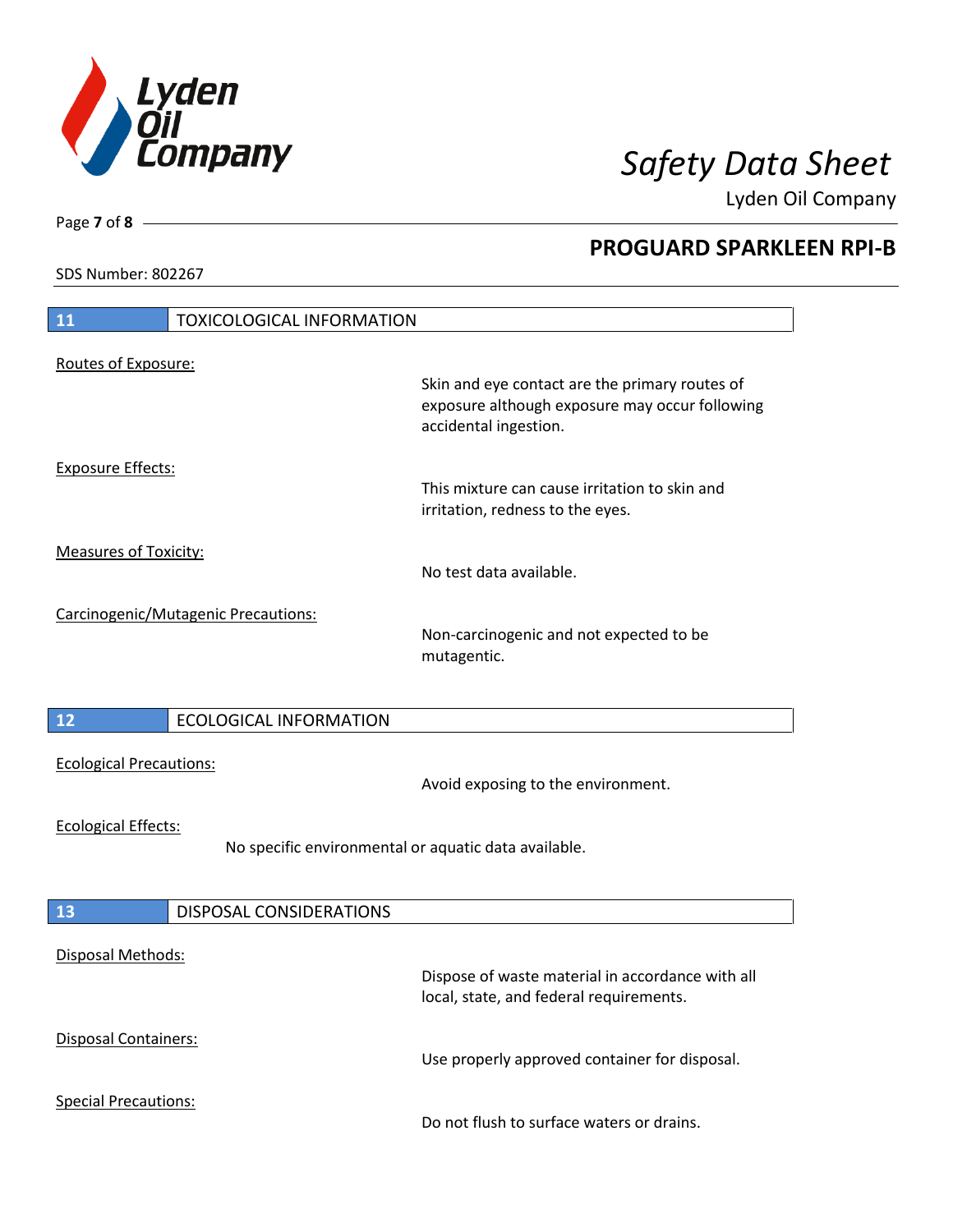## 11 TOXICOLOGICAL INFORMATION

Routes of Exposure:

Skin and eye contact are the primary routes of exposure although exposure may occur following accidental ingestion.

Exposure Effects:

This mixture can cause irritation to skin and irritation, redness to the eyes.

Measures of Toxicity:

No test data available.

Carcinogenic/Mutagenic Precautions:

Non-carcinogenic and not expected to be mutagentic.

## 12 ECOLOGICAL INFORMATION

Ecological Precautions:

Avoid exposing to the environment.

Ecological Effects:

No specific environmental or aquatic data available.

## 13 DISPOSAL CONSIDERATIONS

Disposal Methods:

Dispose of waste material in accordance with all local, state, and federal requirements.

Disposal Containers:

Use properly approved container for disposal.

Special Precautions:

Do not flush to surface waters or drains.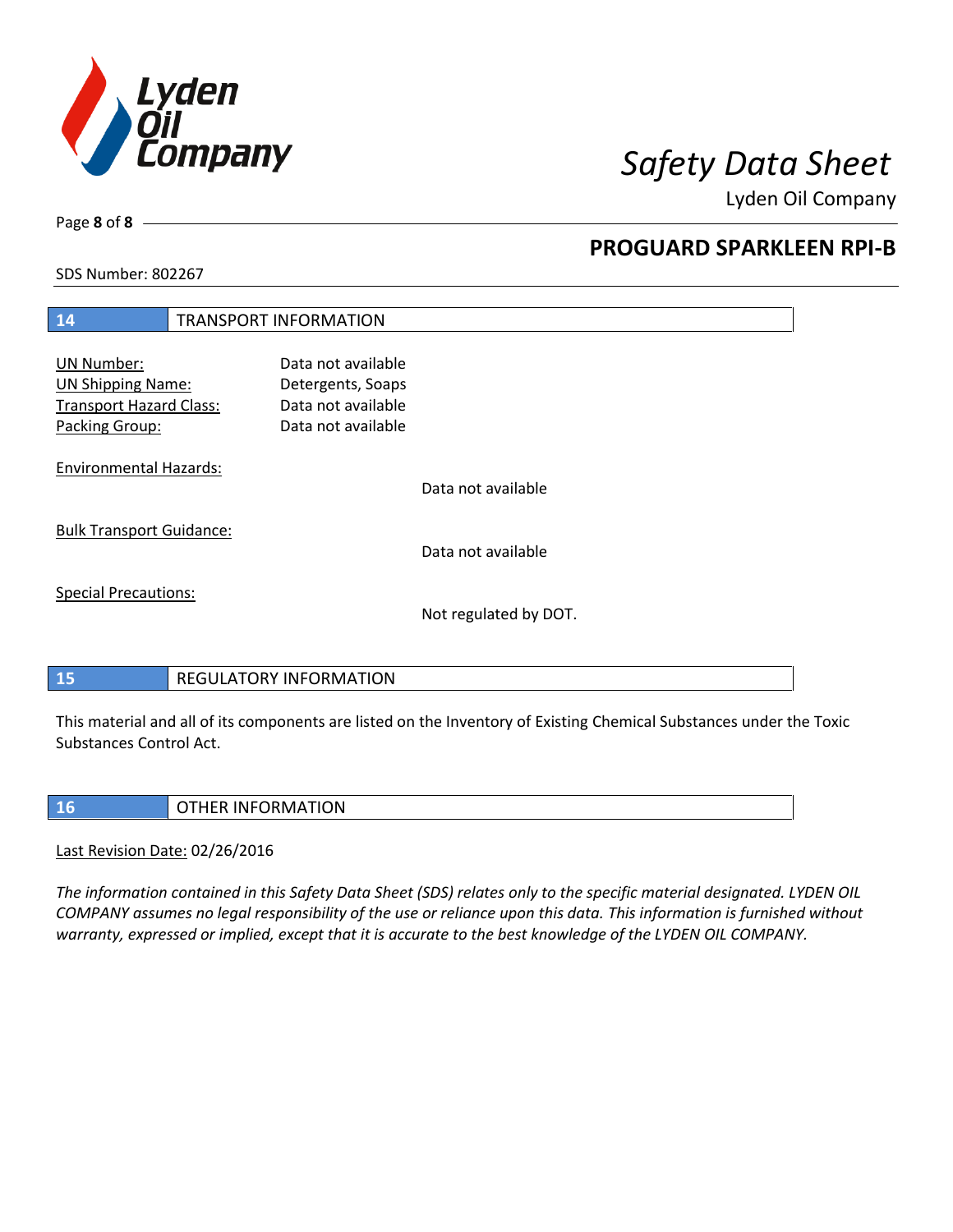## 14 TRANSPORT INFORMATION

| | |
|---|---|
| UN Number: | Data not available |
| UN Shipping Name: | Detergents, Soaps |
| Transport Hazard Class: | Data not available |
| Packing Group: | Data not available |

Environmental Hazards:

Data not available

Bulk Transport Guidance:

Data not available

Special Precautions:

Not regulated by DOT.

## 15 REGULATORY INFORMATION

This material and all of its components are listed on the Inventory of Existing Chemical Substances under the Toxic Substances Control Act.

## 16 OTHER INFORMATION

Last Revision Date: 02/26/2016

*The information contained in this Safety Data Sheet (SDS) relates only to the specific material designated. LYDEN OIL COMPANY assumes no legal responsibility of the use or reliance upon this data. This information is furnished without warranty, expressed or implied, except that it is accurate to the best knowledge of the LYDEN OIL COMPANY.*